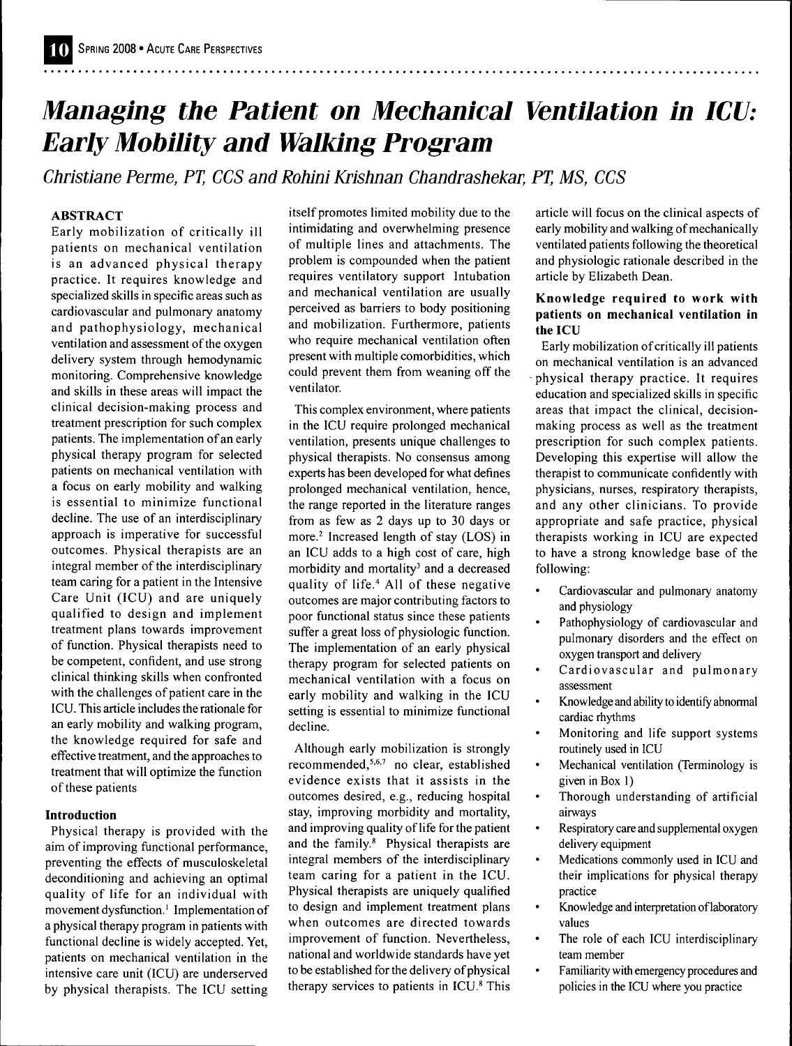# Managing the Patient on Mechanical Ventilation in ICU: Early Mobility and Walking Program

*Christiane Perme, PT, CCS and Rohini Krishnan Chandrashekar, PT, MS, CCS*

## ABSTRACT

Early mobilization of critically ill patients on mechanical ventilation is an advanced physical therapy practice. It requires knowledge and specialized skills in specific areas such as cardiovascular and pulmonary anatomy and pathophysiology, mechanical ventilation and assessment of the oxygen delivery system through hemodynamic monitoring. Comprehensive knowledge and skills in these areas will impact the clinical decision-making process and treatment prescription for such complex patients. The implementation of an early physical therapy program for selected patients on mechanical ventilation with a focus on early mobility and walking is essential to minimize functional decline. The use of an interdisciplinary approach is imperative for successful outcomes. Physical therapists are an integral member of the interdisciplinary team caring for a patient in the Intensive Care Unit (ICU) and are uniquely qualified to design and implement treatment plans towards improvement of function. Physical therapists need to be competent, confident, and use strong clinical thinking skills when confronted with the challenges of patient care in the ICU. This article includes the rationale for an early mobility and walking program, the knowledge required for safe and effective treatment, and the approaches to treatment that will optimize the function of these patients

## Introduction

Physical therapy is provided with the aim of improving functional performance, preventing the effects of musculoskeletal deconditioning and achieving an optimal quality of life for an individual with movement dysfunction.[1] Implementation of a physical therapy program in patients with functional decline is widely accepted. Yet, patients on mechanical ventilation in the intensive care unit (ICU) are underserved by physical therapists. The ICU setting itself promotes limited mobility due to the intimidating and overwhelming presence of multiple lines and attachments. The problem is compounded when the patient requires ventilatory support Intubation and mechanical ventilation are usually perceived as barriers to body positioning and mobilization. Furthermore, patients who require mechanical ventilation often present with multiple comorbidities, which could prevent them from weaning off the ventilator.

This complex environment, where patients in the ICU require prolonged mechanical ventilation, presents unique challenges to physical therapists. No consensus among experts has been developed for what defines prolonged mechanical ventilation, hence, the range reported in the literature ranges from as few as 2 days up to 30 days or more.[2] Increased length of stay (LOS) in an ICU adds to a high cost of care, high morbidity and mortality[3] and a decreased quality of life.[4] All of these negative outcomes are major contributing factors to poor functional status since these patients suffer a great loss of physiologic function. The implementation of an early physical therapy program for selected patients on mechanical ventilation with a focus on early mobility and walking in the ICU setting is essential to minimize functional decline.

Although early mobilization is strongly recommended,[5,6,7] no clear, established evidence exists that it assists in the outcomes desired, e.g., reducing hospital stay, improving morbidity and mortality, and improving quality of life for the patient and the family.[8] Physical therapists are integral members of the interdisciplinary team caring for a patient in the ICU. Physical therapists are uniquely qualified to design and implement treatment plans when outcomes are directed towards improvement of function. Nevertheless, national and worldwide standards have yet to be established for the delivery of physical therapy services to patients in ICU.[8] This article will focus on the clinical aspects of early mobility and walking of mechanically ventilated patients following the theoretical and physiologic rationale described in the article by Elizabeth Dean.

### Knowledge required to work with patients on mechanical ventilation in the ICU

Early mobilization of critically ill patients on mechanical ventilation is an advanced physical therapy practice. It requires education and specialized skills in specific areas that impact the clinical, decision-making process as well as the treatment prescription for such complex patients. Developing this expertise will allow the therapist to communicate confidently with physicians, nurses, respiratory therapists, and any other clinicians. To provide appropriate and safe practice, physical therapists working in ICU are expected to have a strong knowledge base of the following:

- Cardiovascular and pulmonary anatomy and physiology
- Pathophysiology of cardiovascular and pulmonary disorders and the effect on oxygen transport and delivery
- Cardiovascular and pulmonary assessment
- Knowledge and ability to identify abnormal cardiac rhythms
- Monitoring and life support systems routinely used in ICU
- Mechanical ventilation (Terminology is given in Box 1)
- Thorough understanding of artificial airways
- Respiratory care and supplemental oxygen delivery equipment
- Medications commonly used in ICU and their implications for physical therapy practice
- Knowledge and interpretation of laboratory values
- The role of each ICU interdisciplinary team member
- Familiarity with emergency procedures and policies in the ICU where you practice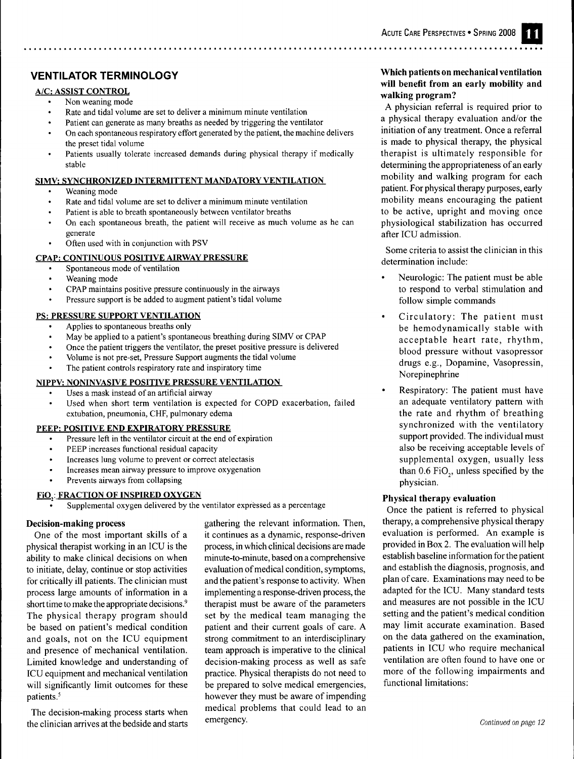## VENTILATOR TERMINOLOGY

**A/C: ASSIST CONTROL**

- Non weaning mode
- Rate and tidal volume are set to deliver a minimum minute ventilation
- Patient can generate as many breaths as needed by triggering the ventilator
- On each spontaneous respiratory effort generated by the patient, the machine delivers the preset tidal volume
- Patients usually tolerate increased demands during physical therapy if medically stable

**SIMV: SYNCHRONIZED INTERMITTENT MANDATORY VENTILATION**

- Weaning mode
- Rate and tidal volume are set to deliver a minimum minute ventilation
- Patient is able to breath spontaneously between ventilator breaths
- On each spontaneous breath, the patient will receive as much volume as he can generate
- Often used with in conjunction with PSV

**CPAP: CONTINUOUS POSITIVE AIRWAY PRESSURE**

- Spontaneous mode of ventilation
- Weaning mode
- CPAP maintains positive pressure continuously in the airways
- Pressure support is be added to augment patient's tidal volume

**PS: PRESSURE SUPPORT VENTILATION**

- Applies to spontaneous breaths only
- May be applied to a patient's spontaneous breathing during SIMV or CPAP
- Once the patient triggers the ventilator, the preset positive pressure is delivered
- Volume is not pre-set, Pressure Support augments the tidal volume
- The patient controls respiratory rate and inspiratory time

**NIPPV: NONINVASIVE POSITIVE PRESSURE VENTILATION**

- Uses a mask instead of an artificial airway
- Used when short term ventilation is expected for COPD exacerbation, failed extubation, pneumonia, CHF, pulmonary edema

**PEEP: POSITIVE END EXPIRATORY PRESSURE**

- Pressure left in the ventilator circuit at the end of expiration
- PEEP increases functional residual capacity
- Increases lung volume to prevent or correct atelectasis
- Increases mean airway pressure to improve oxygenation
- Prevents airways from collapsing

**$FiO_2$: FRACTION OF INSPIRED OXYGEN**

- Supplemental oxygen delivered by the ventilator expressed as a percentage

### Decision-making process

One of the most important skills of a physical therapist working in an ICU is the ability to make clinical decisions on when to initiate, delay, continue or stop activities for critically ill patients. The clinician must process large amounts of information in a short time to make the appropriate decisions.[9] The physical therapy program should be based on patient's medical condition and goals, not on the ICU equipment and presence of mechanical ventilation. Limited knowledge and understanding of ICU equipment and mechanical ventilation will significantly limit outcomes for these patients.[5]

The decision-making process starts when the clinician arrives at the bedside and starts gathering the relevant information. Then, it continues as a dynamic, response-driven process, in which clinical decisions are made minute-to-minute, based on a comprehensive evaluation of medical condition, symptoms, and the patient's response to activity. When implementing a response-driven process, the therapist must be aware of the parameters set by the medical team managing the patient and their current goals of care. A strong commitment to an interdisciplinary team approach is imperative to the clinical decision-making process as well as safe practice. Physical therapists do not need to be prepared to solve medical emergencies, however they must be aware of impending medical problems that could lead to an emergency.

### Which patients on mechanical ventilation will benefit from an early mobility and walking program?

A physician referral is required prior to a physical therapy evaluation and/or the initiation of any treatment. Once a referral is made to physical therapy, the physical therapist is ultimately responsible for determining the appropriateness of an early mobility and walking program for each patient. For physical therapy purposes, early mobility means encouraging the patient to be active, upright and moving once physiological stabilization has occurred after ICU admission.

Some criteria to assist the clinician in this determination include:

- Neurologic: The patient must be able to respond to verbal stimulation and follow simple commands
- Circulatory: The patient must be hemodynamically stable with acceptable heart rate, rhythm, blood pressure without vasopressor drugs e.g., Dopamine, Vasopressin, Norepinephrine
- Respiratory: The patient must have an adequate ventilatory pattern with the rate and rhythm of breathing synchronized with the ventilatory support provided. The individual must also be receiving acceptable levels of supplemental oxygen, usually less than 0.6 $FiO_2$, unless specified by the physician.

### Physical therapy evaluation

Once the patient is referred to physical therapy, a comprehensive physical therapy evaluation is performed. An example is provided in Box 2. The evaluation will help establish baseline information for the patient and establish the diagnosis, prognosis, and plan of care. Examinations may need to be adapted for the ICU. Many standard tests and measures are not possible in the ICU setting and the patient's medical condition may limit accurate examination. Based on the data gathered on the examination, patients in ICU who require mechanical ventilation are often found to have one or more of the following impairments and functional limitations:

*Continued on page 12*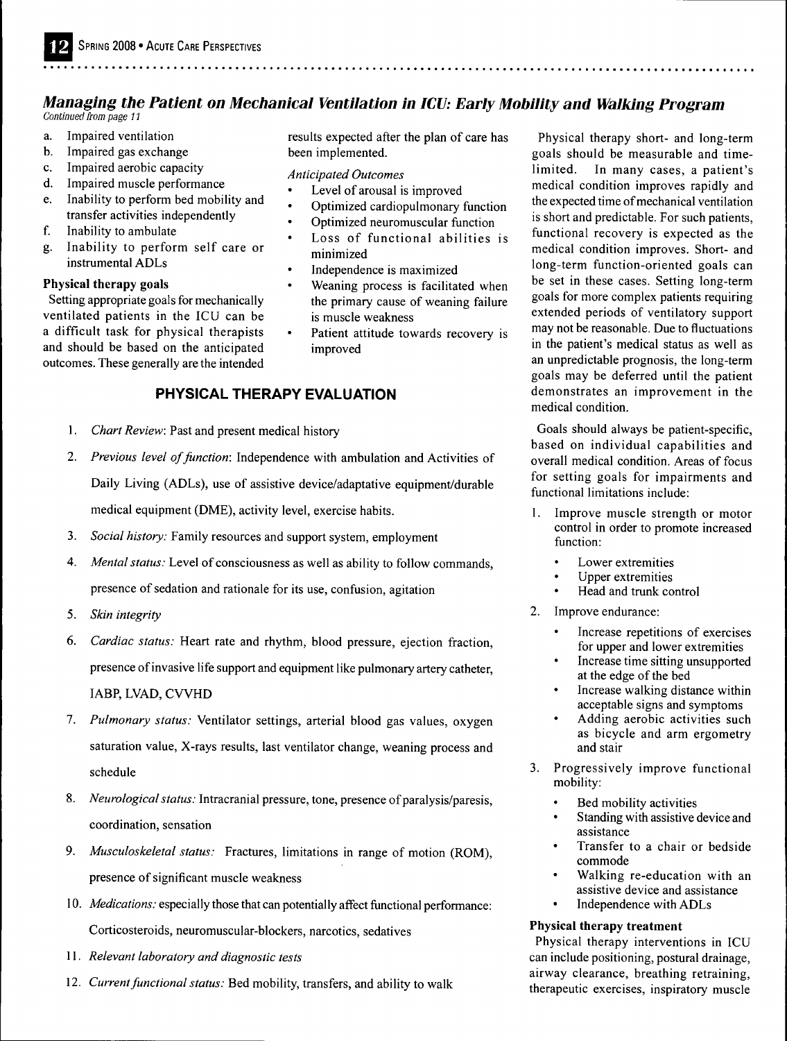## *Managing the Patient on Mechanical Ventilation in ICU: Early Mobility and Walking Program*

*Continued from page 11*

a. Impaired ventilation
b. Impaired gas exchange
c. Impaired aerobic capacity
d. Impaired muscle performance
e. Inability to perform bed mobility and transfer activities independently
f. Inability to ambulate
g. Inability to perform self care or instrumental ADLs

**Physical therapy goals**

Setting appropriate goals for mechanically ventilated patients in the ICU can be a difficult task for physical therapists and should be based on the anticipated outcomes. These generally are the intended results expected after the plan of care has been implemented.

*Anticipated Outcomes*

- Level of arousal is improved
- Optimized cardiopulmonary function
- Optimized neuromuscular function
- Loss of functional abilities is minimized
- Independence is maximized
- Weaning process is facilitated when the primary cause of weaning failure is muscle weakness
- Patient attitude towards recovery is improved

Physical therapy short- and long-term goals should be measurable and time-limited. In many cases, a patient's medical condition improves rapidly and the expected time of mechanical ventilation is short and predictable. For such patients, functional recovery is expected as the medical condition improves. Short- and long-term function-oriented goals can be set in these cases. Setting long-term goals for more complex patients requiring extended periods of ventilatory support may not be reasonable. Due to fluctuations in the patient's medical status as well as an unpredictable prognosis, the long-term goals may be deferred until the patient demonstrates an improvement in the medical condition.

Goals should always be patient-specific, based on individual capabilities and overall medical condition. Areas of focus for setting goals for impairments and functional limitations include:

1. Improve muscle strength or motor control in order to promote increased function:
   - Lower extremities
   - Upper extremities
   - Head and trunk control
2. Improve endurance:
   - Increase repetitions of exercises for upper and lower extremities
   - Increase time sitting unsupported at the edge of the bed
   - Increase walking distance within acceptable signs and symptoms
   - Adding aerobic activities such as bicycle and arm ergometry and stair
3. Progressively improve functional mobility:
   - Bed mobility activities
   - Standing with assistive device and assistance
   - Transfer to a chair or bedside commode
   - Walking re-education with an assistive device and assistance
   - Independence with ADLs

**Physical therapy treatment**

Physical therapy interventions in ICU can include positioning, postural drainage, airway clearance, breathing retraining, therapeutic exercises, inspiratory muscle

### PHYSICAL THERAPY EVALUATION

1. *Chart Review*: Past and present medical history
2. *Previous level of function*: Independence with ambulation and Activities of Daily Living (ADLs), use of assistive device/adaptative equipment/durable medical equipment (DME), activity level, exercise habits.
3. *Social history:* Family resources and support system, employment
4. *Mental status:* Level of consciousness as well as ability to follow commands, presence of sedation and rationale for its use, confusion, agitation
5. *Skin integrity*
6. *Cardiac status:* Heart rate and rhythm, blood pressure, ejection fraction, presence of invasive life support and equipment like pulmonary artery catheter, IABP, LVAD, CVVHD
7. *Pulmonary status:* Ventilator settings, arterial blood gas values, oxygen saturation value, X-rays results, last ventilator change, weaning process and schedule
8. *Neurological status:* Intracranial pressure, tone, presence of paralysis/paresis, coordination, sensation
9. *Musculoskeletal status:* Fractures, limitations in range of motion (ROM), presence of significant muscle weakness
10. *Medications:* especially those that can potentially affect functional performance: Corticosteroids, neuromuscular-blockers, narcotics, sedatives
11. *Relevant laboratory and diagnostic tests*
12. *Current functional status:* Bed mobility, transfers, and ability to walk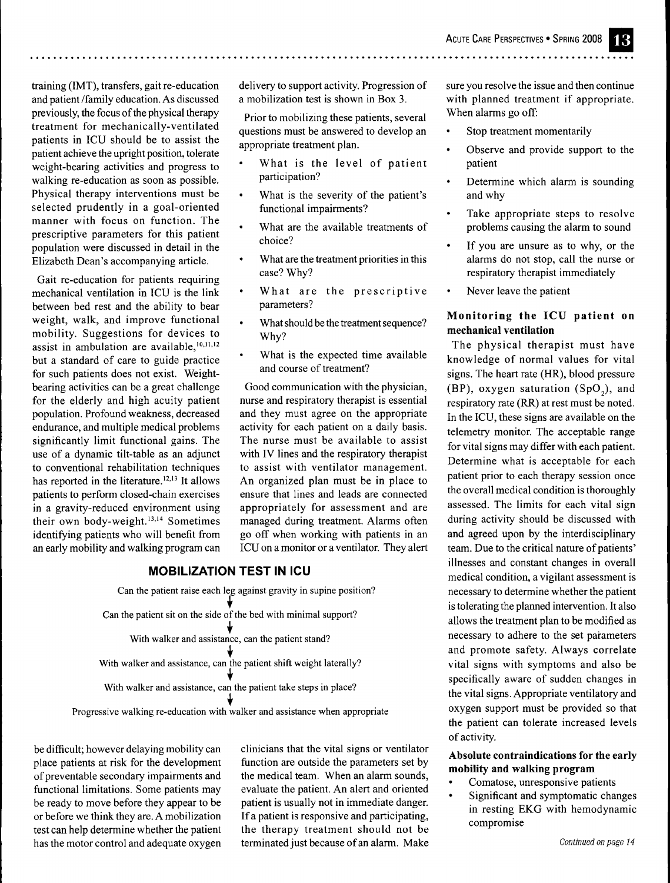training (IMT), transfers, gait re-education and patient /family education. As discussed previously, the focus of the physical therapy treatment for mechanically-ventilated patients in ICU should be to assist the patient achieve the upright position, tolerate weight-bearing activities and progress to walking re-education as soon as possible. Physical therapy interventions must be selected prudently in a goal-oriented manner with focus on function. The prescriptive parameters for this patient population were discussed in detail in the Elizabeth Dean's accompanying article.

Gait re-education for patients requiring mechanical ventilation in ICU is the link between bed rest and the ability to bear weight, walk, and improve functional mobility. Suggestions for devices to assist in ambulation are available,[10,11,12] but a standard of care to guide practice for such patients does not exist. Weight-bearing activities can be a great challenge for the elderly and high acuity patient population. Profound weakness, decreased endurance, and multiple medical problems significantly limit functional gains. The use of a dynamic tilt-table as an adjunct to conventional rehabilitation techniques has reported in the literature.[12,13] It allows patients to perform closed-chain exercises in a gravity-reduced environment using their own body-weight.[13,14] Sometimes identifying patients who will benefit from an early mobility and walking program can be difficult; however delaying mobility can place patients at risk for the development of preventable secondary impairments and functional limitations. Some patients may be ready to move before they appear to be or before we think they are. A mobilization test can help determine whether the patient has the motor control and adequate oxygen delivery to support activity. Progression of a mobilization test is shown in Box 3.

Prior to mobilizing these patients, several questions must be answered to develop an appropriate treatment plan.

- What is the level of patient participation?
- What is the severity of the patient's functional impairments?
- What are the available treatments of choice?
- What are the treatment priorities in this case? Why?
- What are the prescriptive parameters?
- What should be the treatment sequence? Why?
- What is the expected time available and course of treatment?

Good communication with the physician, nurse and respiratory therapist is essential and they must agree on the appropriate activity for each patient on a daily basis. The nurse must be available to assist with IV lines and the respiratory therapist to assist with ventilator management. An organized plan must be in place to ensure that lines and leads are connected appropriately for assessment and are managed during treatment. Alarms often go off when working with patients in an ICU on a monitor or a ventilator. They alert clinicians that the vital signs or ventilator function are outside the parameters set by the medical team. When an alarm sounds, evaluate the patient. An alert and oriented patient is usually not in immediate danger. If a patient is responsive and participating, the therapy treatment should not be terminated just because of an alarm. Make sure you resolve the issue and then continue with planned treatment if appropriate. When alarms go off:

- Stop treatment momentarily
- Observe and provide support to the patient
- Determine which alarm is sounding and why
- Take appropriate steps to resolve problems causing the alarm to sound
- If you are unsure as to why, or the alarms do not stop, call the nurse or respiratory therapist immediately
- Never leave the patient

## MOBILIZATION TEST IN ICU

Can the patient raise each leg against gravity in supine position?
↓
Can the patient sit on the side of the bed with minimal support?
↓
With walker and assistance, can the patient stand?
↓
With walker and assistance, can the patient shift weight laterally?
↓
With walker and assistance, can the patient take steps in place?
↓
Progressive walking re-education with walker and assistance when appropriate

### Monitoring the ICU patient on mechanical ventilation

The physical therapist must have knowledge of normal values for vital signs. The heart rate (HR), blood pressure (BP), oxygen saturation ($SpO_2$), and respiratory rate (RR) at rest must be noted. In the ICU, these signs are available on the telemetry monitor. The acceptable range for vital signs may differ with each patient. Determine what is acceptable for each patient prior to each therapy session once the overall medical condition is thoroughly assessed. The limits for each vital sign during activity should be discussed with and agreed upon by the interdisciplinary team. Due to the critical nature of patients' illnesses and constant changes in overall medical condition, a vigilant assessment is necessary to determine whether the patient is tolerating the planned intervention. It also allows the treatment plan to be modified as necessary to adhere to the set parameters and promote safety. Always correlate vital signs with symptoms and also be specifically aware of sudden changes in the vital signs. Appropriate ventilatory and oxygen support must be provided so that the patient can tolerate increased levels of activity.

### Absolute contraindications for the early mobility and walking program

- Comatose, unresponsive patients
- Significant and symptomatic changes in resting EKG with hemodynamic compromise

*Continued on page 14*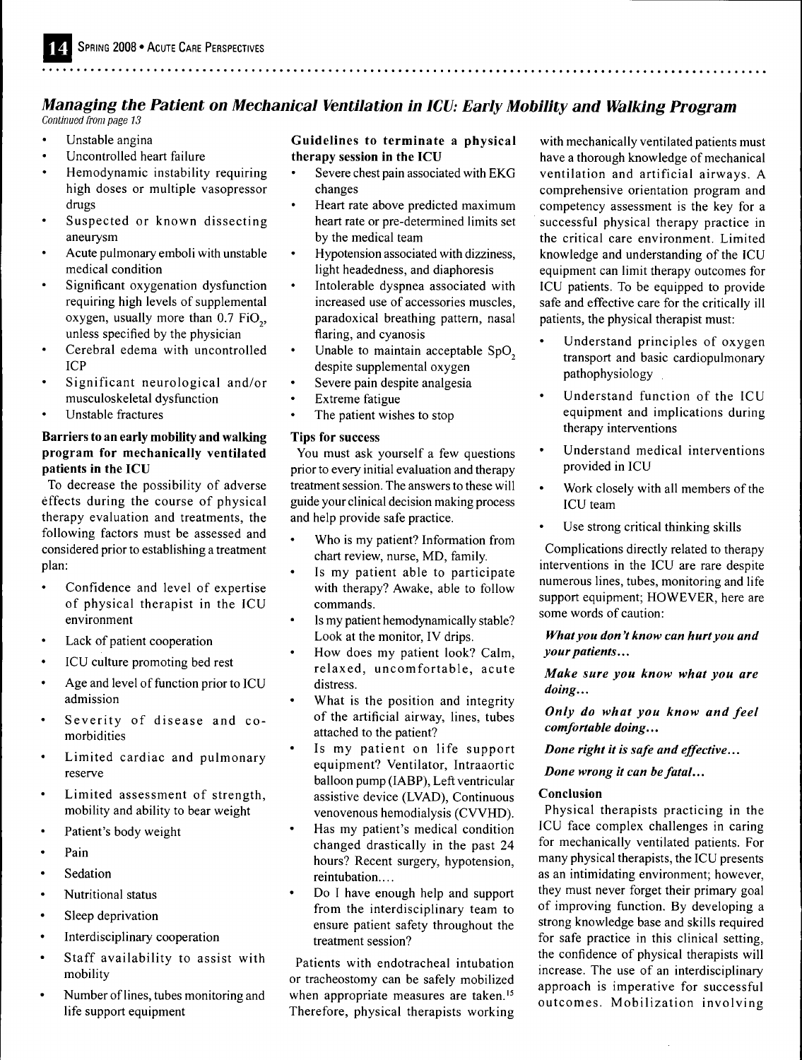## Managing the Patient on Mechanical Ventilation in ICU: Early Mobility and Walking Program

*Continued from page 13*

- Unstable angina
- Uncontrolled heart failure
- Hemodynamic instability requiring high doses or multiple vasopressor drugs
- Suspected or known dissecting aneurysm
- Acute pulmonary emboli with unstable medical condition
- Significant oxygenation dysfunction requiring high levels of supplemental oxygen, usually more than 0.7 $FiO_2$, unless specified by the physician
- Cerebral edema with uncontrolled ICP
- Significant neurological and/or musculoskeletal dysfunction
- Unstable fractures

### Barriers to an early mobility and walking program for mechanically ventilated patients in the ICU

To decrease the possibility of adverse effects during the course of physical therapy evaluation and treatments, the following factors must be assessed and considered prior to establishing a treatment plan:

- Confidence and level of expertise of physical therapist in the ICU environment
- Lack of patient cooperation
- ICU culture promoting bed rest
- Age and level of function prior to ICU admission
- Severity of disease and co-morbidities
- Limited cardiac and pulmonary reserve
- Limited assessment of strength, mobility and ability to bear weight
- Patient's body weight
- Pain
- Sedation
- Nutritional status
- Sleep deprivation
- Interdisciplinary cooperation
- Staff availability to assist with mobility
- Number of lines, tubes monitoring and life support equipment

### Guidelines to terminate a physical therapy session in the ICU

- Severe chest pain associated with EKG changes
- Heart rate above predicted maximum heart rate or pre-determined limits set by the medical team
- Hypotension associated with dizziness, light headedness, and diaphoresis
- Intolerable dyspnea associated with increased use of accessories muscles, paradoxical breathing pattern, nasal flaring, and cyanosis
- Unable to maintain acceptable $SpO_2$ despite supplemental oxygen
- Severe pain despite analgesia
- Extreme fatigue
- The patient wishes to stop

### Tips for success

You must ask yourself a few questions prior to every initial evaluation and therapy treatment session. The answers to these will guide your clinical decision making process and help provide safe practice.

- Who is my patient? Information from chart review, nurse, MD, family.
- Is my patient able to participate with therapy? Awake, able to follow commands.
- Is my patient hemodynamically stable? Look at the monitor, IV drips.
- How does my patient look? Calm, relaxed, uncomfortable, acute distress.
- What is the position and integrity of the artificial airway, lines, tubes attached to the patient?
- Is my patient on life support equipment? Ventilator, Intraaortic balloon pump (IABP), Left ventricular assistive device (LVAD), Continuous venovenous hemodialysis (CVVHD).
- Has my patient's medical condition changed drastically in the past 24 hours? Recent surgery, hypotension, reintubation....
- Do I have enough help and support from the interdisciplinary team to ensure patient safety throughout the treatment session?

Patients with endotracheal intubation or tracheostomy can be safely mobilized when appropriate measures are taken.[15] Therefore, physical therapists working with mechanically ventilated patients must have a thorough knowledge of mechanical ventilation and artificial airways. A comprehensive orientation program and competency assessment is the key for a successful physical therapy practice in the critical care environment. Limited knowledge and understanding of the ICU equipment can limit therapy outcomes for ICU patients. To be equipped to provide safe and effective care for the critically ill patients, the physical therapist must:

- Understand principles of oxygen transport and basic cardiopulmonary pathophysiology
- Understand function of the ICU equipment and implications during therapy interventions
- Understand medical interventions provided in ICU
- Work closely with all members of the ICU team
- Use strong critical thinking skills

Complications directly related to therapy interventions in the ICU are rare despite numerous lines, tubes, monitoring and life support equipment; HOWEVER, here are some words of caution:

***What you don't know can hurt you and your patients...***

***Make sure you know what you are doing...***

***Only do what you know and feel comfortable doing...***

***Done right it is safe and effective...***

***Done wrong it can be fatal...***

### Conclusion

Physical therapists practicing in the ICU face complex challenges in caring for mechanically ventilated patients. For many physical therapists, the ICU presents as an intimidating environment; however, they must never forget their primary goal of improving function. By developing a strong knowledge base and skills required for safe practice in this clinical setting, the confidence of physical therapists will increase. The use of an interdisciplinary approach is imperative for successful outcomes. Mobilization involving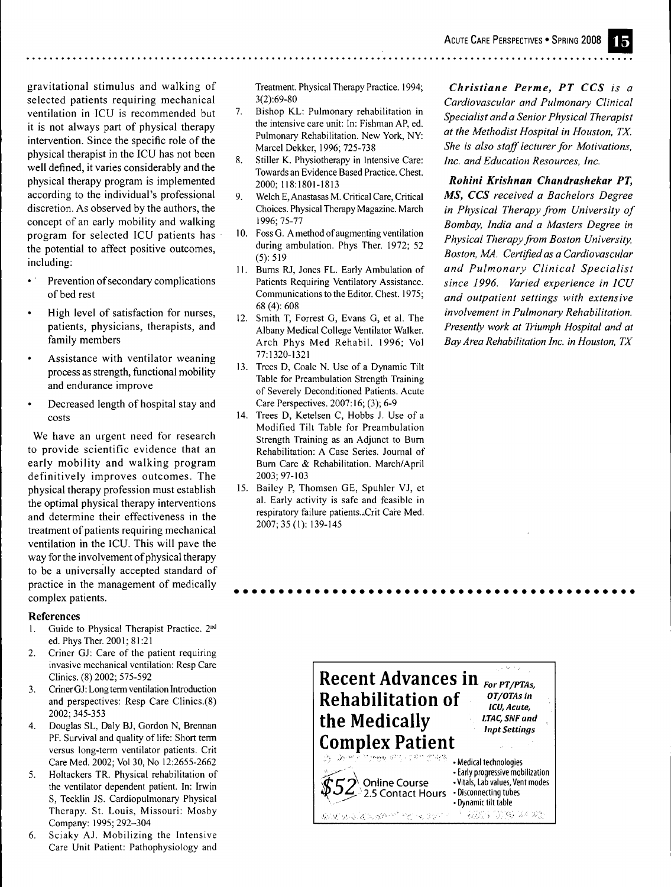gravitational stimulus and walking of selected patients requiring mechanical ventilation in ICU is recommended but it is not always part of physical therapy intervention. Since the specific role of the physical therapist in the ICU has not been well defined, it varies considerably and the physical therapy program is implemented according to the individual's professional discretion. As observed by the authors, the concept of an early mobility and walking program for selected ICU patients has the potential to affect positive outcomes, including:

- Prevention of secondary complications of bed rest
- High level of satisfaction for nurses, patients, physicians, therapists, and family members
- Assistance with ventilator weaning process as strength, functional mobility and endurance improve
- Decreased length of hospital stay and costs

We have an urgent need for research to provide scientific evidence that an early mobility and walking program definitively improves outcomes. The physical therapy profession must establish the optimal physical therapy interventions and determine their effectiveness in the treatment of patients requiring mechanical ventilation in the ICU. This will pave the way for the involvement of physical therapy to be a universally accepted standard of practice in the management of medically complex patients.

### References

1. Guide to Physical Therapist Practice. 2nd ed. Phys Ther. 2001; 81:21
2. Criner GJ: Care of the patient requiring invasive mechanical ventilation: Resp Care Clinics. (8) 2002; 575-592
3. Criner GJ: Long term ventilation Introduction and perspectives: Resp Care Clinics.(8) 2002; 345-353
4. Douglas SL, Daly BJ, Gordon N, Brennan PF. Survival and quality of life: Short term versus long-term ventilator patients. Crit Care Med. 2002; Vol 30, No 12:2655-2662
5. Holtackers TR. Physical rehabilitation of the ventilator dependent patient. In: Irwin S, Tecklin JS. Cardiopulmonary Physical Therapy. St. Louis, Missouri: Mosby Company: 1995; 292–304
6. Sciaky AJ. Mobilizing the Intensive Care Unit Patient: Pathophysiology and Treatment. Physical Therapy Practice. 1994; 3(2):69-80
7. Bishop KL: Pulmonary rehabilitation in the intensive care unit: In: Fishman AP, ed. Pulmonary Rehabilitation. New York, NY: Marcel Dekker, 1996; 725-738
8. Stiller K. Physiotherapy in Intensive Care: Towards an Evidence Based Practice. Chest. 2000; 118:1801-1813
9. Welch E, Anastasas M. Critical Care, Critical Choices. Physical Therapy Magazine. March 1996; 75-77
10. Foss G. A method of augmenting ventilation during ambulation. Phys Ther. 1972; 52 (5): 519
11. Burns RJ, Jones FL. Early Ambulation of Patients Requiring Ventilatory Assistance. Communications to the Editor. Chest. 1975; 68 (4): 608
12. Smith T, Forrest G, Evans G, et al. The Albany Medical College Ventilator Walker. Arch Phys Med Rehabil. 1996; Vol 77:1320-1321
13. Trees D, Coale N. Use of a Dynamic Tilt Table for Preambulation Strength Training of Severely Deconditioned Patients. Acute Care Perspectives. 2007:16; (3); 6-9
14. Trees D, Ketelsen C, Hobbs J. Use of a Modified Tilt Table for Preambulation Strength Training as an Adjunct to Burn Rehabilitation: A Case Series. Journal of Burn Care & Rehabilitation. March/April 2003; 97-103
15. Bailey P, Thomsen GE, Spuhler VJ, et al. Early activity is safe and feasible in respiratory failure patients. Crit Care Med. 2007; 35 (1): 139-145

***Christiane Perme, PT CCS** is a Cardiovascular and Pulmonary Clinical Specialist and a Senior Physical Therapist at the Methodist Hospital in Houston, TX. She is also staff lecturer for Motivations, Inc. and Education Resources, Inc.*

***Rohini Krishnan Chandrashekar PT, MS, CCS** received a Bachelors Degree in Physical Therapy from University of Bombay, India and a Masters Degree in Physical Therapy from Boston University, Boston, MA. Certified as a Cardiovascular and Pulmonary Clinical Specialist since 1996. Varied experience in ICU and outpatient settings with extensive involvement in Pulmonary Rehabilitation. Presently work at Triumph Hospital and at Bay Area Rehabilitation Inc. in Houston, TX*

**Recent Advances in Rehabilitation of the Medically Complex Patient**

*For PT/PTAs, OT/OTAs in ICU, Acute, LTAC, SNF and Inpt Settings*

$52 Online Course 2.5 Contact Hours

- Medical technologies
- Early progressive mobilization
- Vitals, Lab values, Vent modes
- Disconnecting tubes
- Dynamic tilt table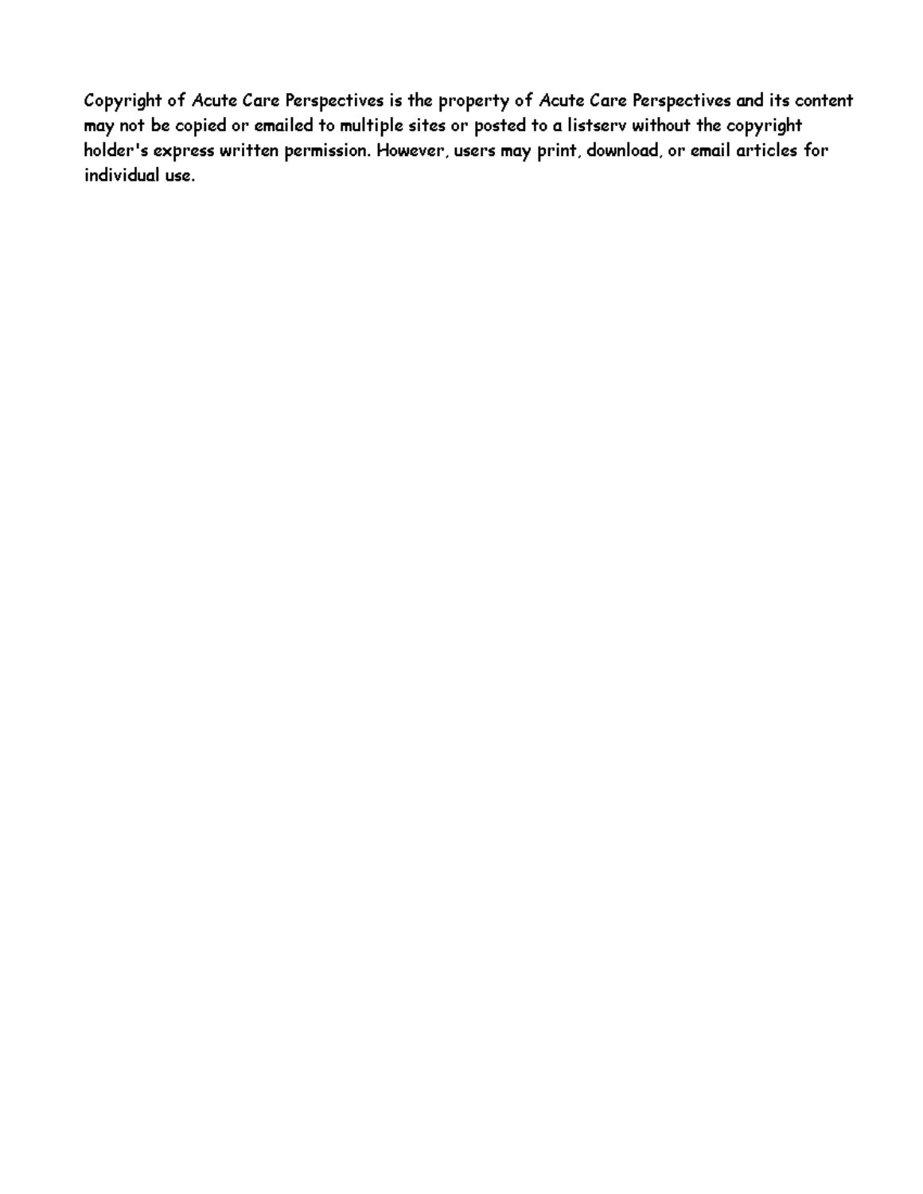Copyright of Acute Care Perspectives is the property of Acute Care Perspectives and its content may not be copied or emailed to multiple sites or posted to a listserv without the copyright holder's express written permission. However, users may print, download, or email articles for individual use.